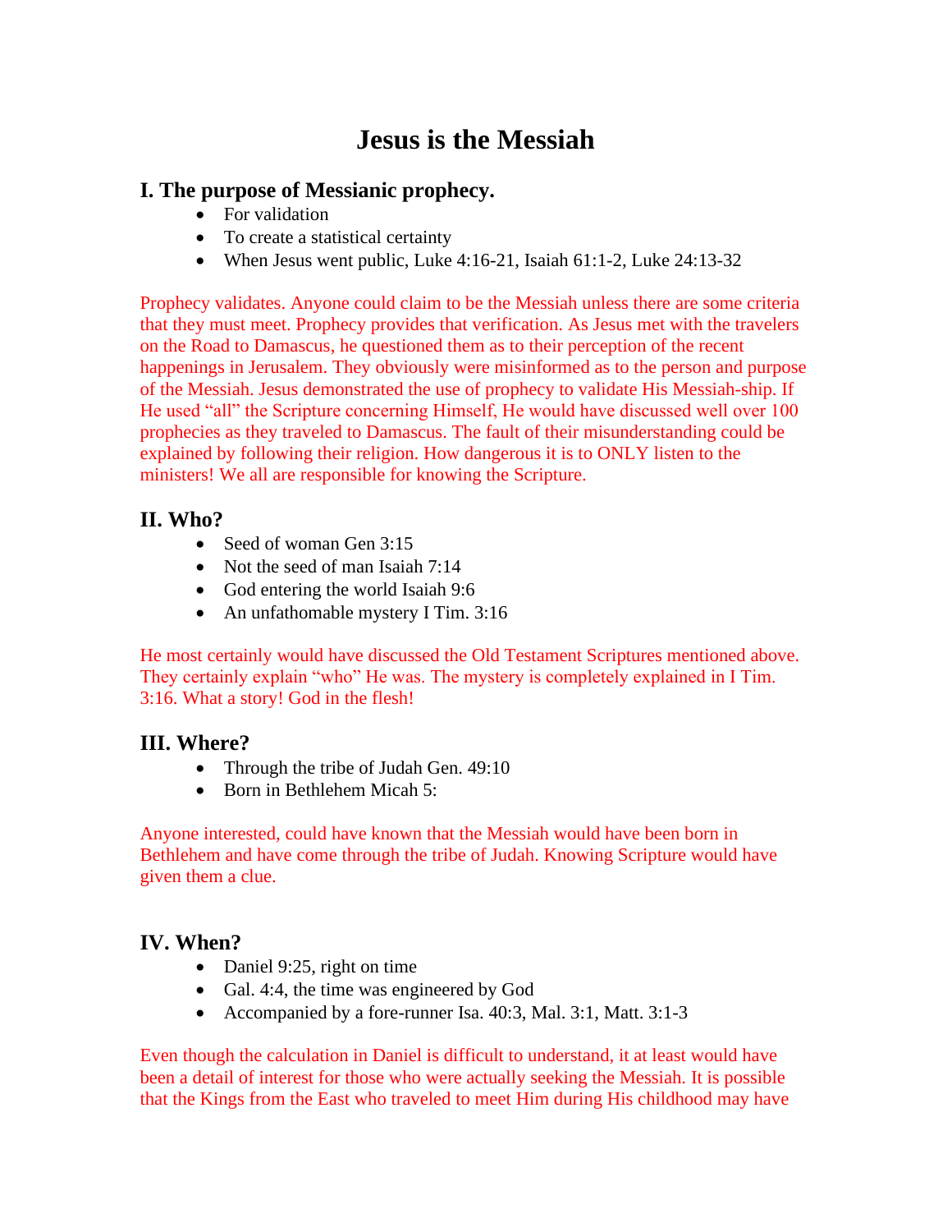# Jesus is the Messiah

## I. The purpose of Messianic prophecy.

- For validation
- To create a statistical certainty
- When Jesus went public, Luke 4:16-21, Isaiah 61:1-2, Luke 24:13-32

Prophecy validates. Anyone could claim to be the Messiah unless there are some criteria that they must meet. Prophecy provides that verification. As Jesus met with the travelers on the Road to Damascus, he questioned them as to their perception of the recent happenings in Jerusalem. They obviously were misinformed as to the person and purpose of the Messiah. Jesus demonstrated the use of prophecy to validate His Messiah-ship. If He used "all" the Scripture concerning Himself, He would have discussed well over 100 prophecies as they traveled to Damascus. The fault of their misunderstanding could be explained by following their religion. How dangerous it is to ONLY listen to the ministers! We all are responsible for knowing the Scripture.

## II. Who?

- Seed of woman Gen 3:15
- Not the seed of man Isaiah 7:14
- God entering the world Isaiah 9:6
- An unfathomable mystery I Tim. 3:16

He most certainly would have discussed the Old Testament Scriptures mentioned above. They certainly explain "who" He was. The mystery is completely explained in I Tim. 3:16. What a story! God in the flesh!

## III. Where?

- Through the tribe of Judah Gen. 49:10
- Born in Bethlehem Micah 5:

Anyone interested, could have known that the Messiah would have been born in Bethlehem and have come through the tribe of Judah. Knowing Scripture would have given them a clue.

## IV. When?

- Daniel 9:25, right on time
- Gal. 4:4, the time was engineered by God
- Accompanied by a fore-runner Isa. 40:3, Mal. 3:1, Matt. 3:1-3

Even though the calculation in Daniel is difficult to understand, it at least would have been a detail of interest for those who were actually seeking the Messiah. It is possible that the Kings from the East who traveled to meet Him during His childhood may have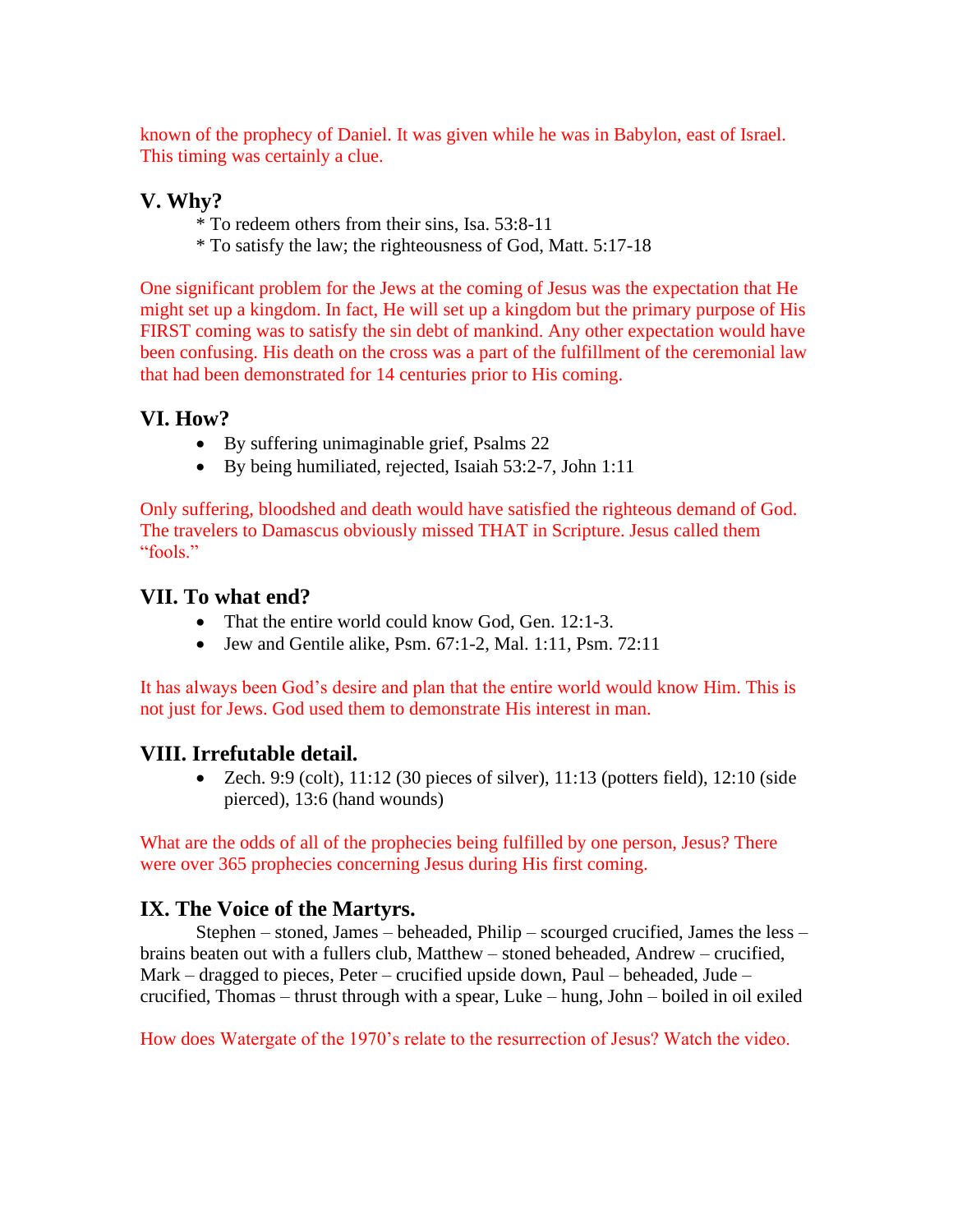known of the prophecy of Daniel. It was given while he was in Babylon, east of Israel. This timing was certainly a clue.

## V. Why?

* To redeem others from their sins, Isa. 53:8-11
* To satisfy the law; the righteousness of God, Matt. 5:17-18

One significant problem for the Jews at the coming of Jesus was the expectation that He might set up a kingdom. In fact, He will set up a kingdom but the primary purpose of His FIRST coming was to satisfy the sin debt of mankind. Any other expectation would have been confusing. His death on the cross was a part of the fulfillment of the ceremonial law that had been demonstrated for 14 centuries prior to His coming.

## VI. How?

- By suffering unimaginable grief, Psalms 22
- By being humiliated, rejected, Isaiah 53:2-7, John 1:11

Only suffering, bloodshed and death would have satisfied the righteous demand of God. The travelers to Damascus obviously missed THAT in Scripture. Jesus called them "fools."

## VII. To what end?

- That the entire world could know God, Gen. 12:1-3.
- Jew and Gentile alike, Psm. 67:1-2, Mal. 1:11, Psm. 72:11

It has always been God's desire and plan that the entire world would know Him. This is not just for Jews. God used them to demonstrate His interest in man.

## VIII. Irrefutable detail.

- Zech. 9:9 (colt), 11:12 (30 pieces of silver), 11:13 (potters field), 12:10 (side pierced), 13:6 (hand wounds)

What are the odds of all of the prophecies being fulfilled by one person, Jesus? There were over 365 prophecies concerning Jesus during His first coming.

## IX. The Voice of the Martyrs.

Stephen – stoned, James – beheaded, Philip – scourged crucified, James the less – brains beaten out with a fullers club, Matthew – stoned beheaded, Andrew – crucified, Mark – dragged to pieces, Peter – crucified upside down, Paul – beheaded, Jude – crucified, Thomas – thrust through with a spear, Luke – hung, John – boiled in oil exiled

How does Watergate of the 1970's relate to the resurrection of Jesus? Watch the video.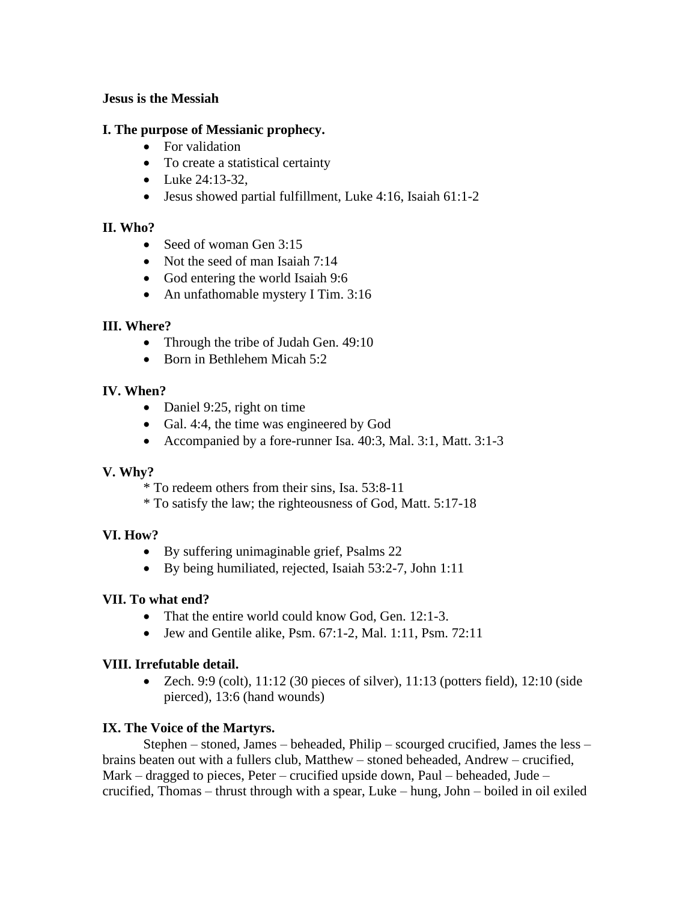**Jesus is the Messiah**

**I. The purpose of Messianic prophecy.**

- For validation
- To create a statistical certainty
- Luke 24:13-32,
- Jesus showed partial fulfillment, Luke 4:16, Isaiah 61:1-2

**II. Who?**

- Seed of woman Gen 3:15
- Not the seed of man Isaiah 7:14
- God entering the world Isaiah 9:6
- An unfathomable mystery I Tim. 3:16

**III. Where?**

- Through the tribe of Judah Gen. 49:10
- Born in Bethlehem Micah 5:2

**IV. When?**

- Daniel 9:25, right on time
- Gal. 4:4, the time was engineered by God
- Accompanied by a fore-runner Isa. 40:3, Mal. 3:1, Matt. 3:1-3

**V. Why?**

* To redeem others from their sins, Isa. 53:8-11
* To satisfy the law; the righteousness of God, Matt. 5:17-18

**VI. How?**

- By suffering unimaginable grief, Psalms 22
- By being humiliated, rejected, Isaiah 53:2-7, John 1:11

**VII. To what end?**

- That the entire world could know God, Gen. 12:1-3.
- Jew and Gentile alike, Psm. 67:1-2, Mal. 1:11, Psm. 72:11

**VIII. Irrefutable detail.**

- Zech. 9:9 (colt), 11:12 (30 pieces of silver), 11:13 (potters field), 12:10 (side pierced), 13:6 (hand wounds)

**IX. The Voice of the Martyrs.**

Stephen – stoned, James – beheaded, Philip – scourged crucified, James the less – brains beaten out with a fullers club, Matthew – stoned beheaded, Andrew – crucified, Mark – dragged to pieces, Peter – crucified upside down, Paul – beheaded, Jude – crucified, Thomas – thrust through with a spear, Luke – hung, John – boiled in oil exiled